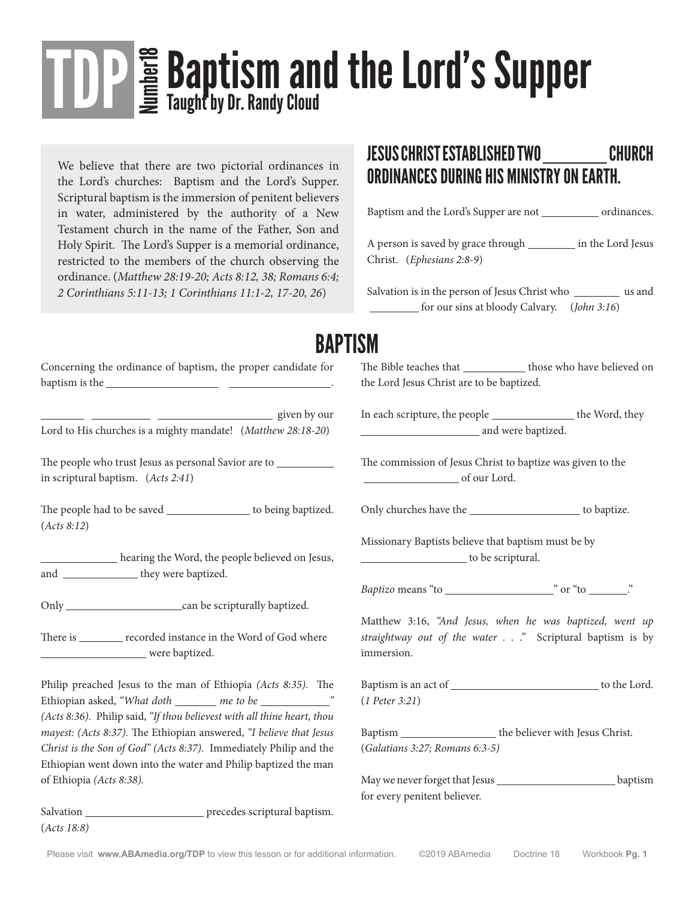# TDP Number 18 Baptism and the Lord's Supper

**Taught by Dr. Randy Cloud**

We believe that there are two pictorial ordinances in the Lord's churches: Baptism and the Lord's Supper. Scriptural baptism is the immersion of penitent believers in water, administered by the authority of a New Testament church in the name of the Father, Son and Holy Spirit. The Lord's Supper is a memorial ordinance, restricted to the members of the church observing the ordinance. (*Matthew 28:19-20; Acts 8:12, 38; Romans 6:4; 2 Corinthians 5:11-13; 1 Corinthians 11:1-2, 17-20, 26*)

## JESUS CHRIST ESTABLISHED TWO _________ CHURCH ORDINANCES DURING HIS MINISTRY ON EARTH.

Baptism and the Lord's Supper are not __________ ordinances.

A person is saved by grace through _________ in the Lord Jesus Christ. (*Ephesians 2:8-9*)

Salvation is in the person of Jesus Christ who _________ us and _________ for our sins at bloody Calvary. (*John 3:16*)

## BAPTISM

Concerning the ordinance of baptism, the proper candidate for baptism is the ____________________ ____________________.

________ __________ ____________________ given by our Lord to His churches is a mighty mandate! (*Matthew 28:18-20*)

The people who trust Jesus as personal Savior are to __________ in scriptural baptism. (*Acts 2:41*)

The people had to be saved _______________ to being baptized. (*Acts 8:12*)

_____________ hearing the Word, the people believed on Jesus, and _____________ they were baptized.

Only ____________________ can be scripturally baptized.

There is ________ recorded instance in the Word of God where __________________ were baptized.

Philip preached Jesus to the man of Ethiopia *(Acts 8:35)*. The Ethiopian asked, *"What doth ________ me to be ____________" (Acts 8:36)*. Philip said, *"If thou believest with all thine heart, thou mayest: (Acts 8:37)*. The Ethiopian answered, *"I believe that Jesus Christ is the Son of God" (Acts 8:37)*. Immediately Philip and the Ethiopian went down into the water and Philip baptized the man of Ethiopia *(Acts 8:38)*.

Salvation ____________________ precedes scriptural baptism. (*Acts 18:8*)

The Bible teaches that ___________ those who have believed on the Lord Jesus Christ are to be baptized.

In each scripture, the people ______________ the Word, they ____________________ and were baptized.

The commission of Jesus Christ to baptize was given to the ________________ of our Lord.

Only churches have the ___________________ to baptize.

Missionary Baptists believe that baptism must be by __________________ to be scriptural.

*Baptizo* means "to __________________" or "to _______."

Matthew 3:16, *"And Jesus, when he was baptized, went up straightway out of the water . . ."* Scriptural baptism is by immersion.

Baptism is an act of _________________________ to the Lord. (*1 Peter 3:21*)

Baptism ________________ the believer with Jesus Christ. (*Galatians 3:27; Romans 6:3-5*)

May we never forget that Jesus _____________________ baptism for every penitent believer.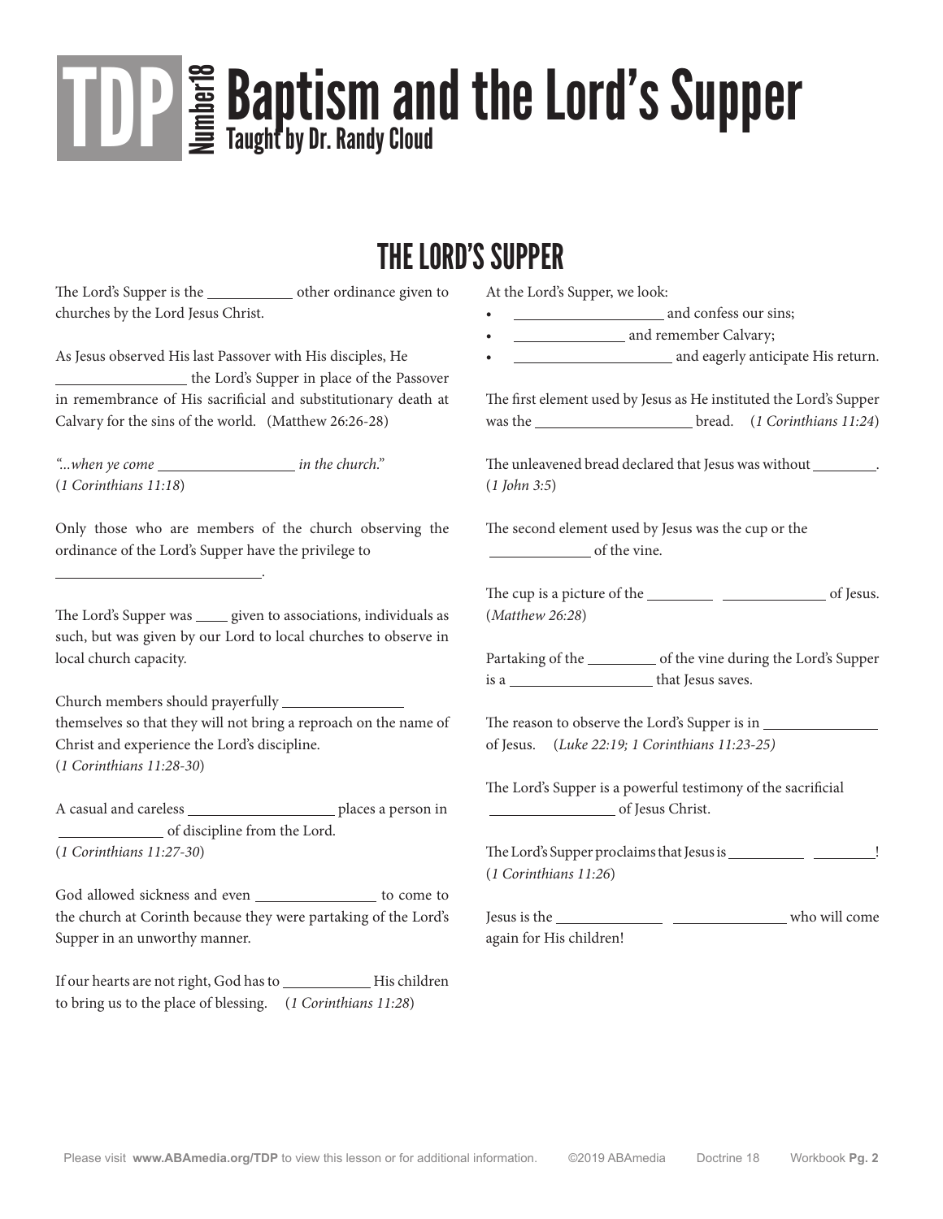# TDP Number18 Baptism and the Lord's Supper

Taught by Dr. Randy Cloud

## THE LORD'S SUPPER

The Lord's Supper is the ___________ other ordinance given to churches by the Lord Jesus Christ.

As Jesus observed His last Passover with His disciples, He _______________ the Lord's Supper in place of the Passover in remembrance of His sacrificial and substitutionary death at Calvary for the sins of the world. (Matthew 26:26-28)

*"...when ye come ________________ in the church."* (*1 Corinthians 11:18*)

Only those who are members of the church observing the ordinance of the Lord's Supper have the privilege to __________________________.

The Lord's Supper was ____ given to associations, individuals as such, but was given by our Lord to local churches to observe in local church capacity.

Church members should prayerfully _______________ themselves so that they will not bring a reproach on the name of Christ and experience the Lord's discipline. (*1 Corinthians 11:28-30*)

A casual and careless __________________ places a person in _____________ of discipline from the Lord. (*1 Corinthians 11:27-30*)

God allowed sickness and even _______________ to come to the church at Corinth because they were partaking of the Lord's Supper in an unworthy manner.

If our hearts are not right, God has to ___________ His children to bring us to the place of blessing. (*1 Corinthians 11:28*)

At the Lord's Supper, we look:

- __________________ and confess our sins;
- ______________ and remember Calvary;
- ___________________ and eagerly anticipate His return.

The first element used by Jesus as He instituted the Lord's Supper was the ___________________ bread. (*1 Corinthians 11:24*)

The unleavened bread declared that Jesus was without ________. (*1 John 3:5*)

The second element used by Jesus was the cup or the ____________ of the vine.

The cup is a picture of the ________ ____________ of Jesus. (*Matthew 26:28*)

Partaking of the _________ of the vine during the Lord's Supper is a _________________ that Jesus saves.

The reason to observe the Lord's Supper is in ______________ of Jesus. (*Luke 22:19; 1 Corinthians 11:23-25*)

The Lord's Supper is a powerful testimony of the sacrificial _______________ of Jesus Christ.

The Lord's Supper proclaims that Jesus is _________ ________! (*1 Corinthians 11:26*)

Jesus is the _____________ ______________ who will come again for His children!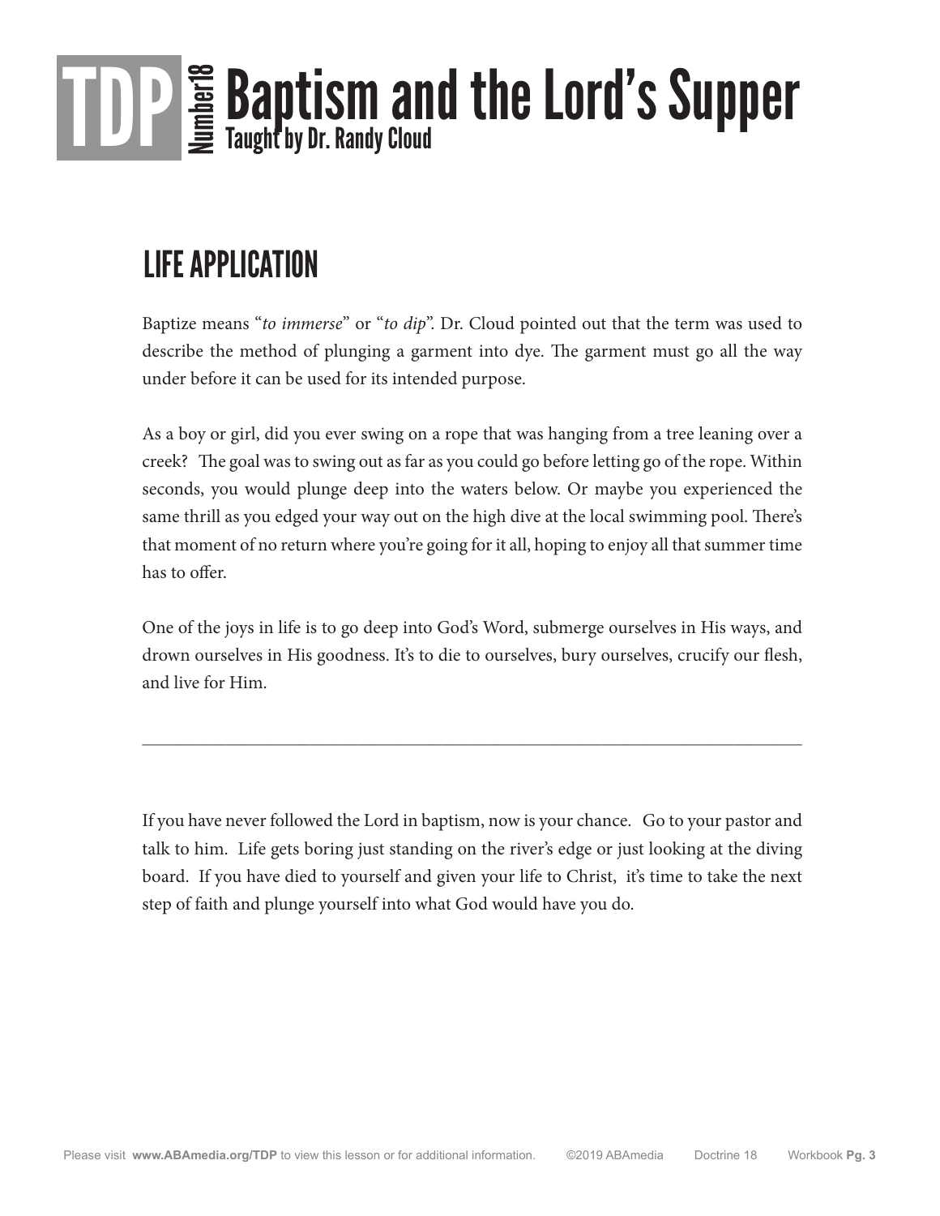# TDP Number 18 Baptism and the Lord's Supper

Taught by Dr. Randy Cloud

## LIFE APPLICATION

Baptize means "*to immerse*" or "*to dip*". Dr. Cloud pointed out that the term was used to describe the method of plunging a garment into dye. The garment must go all the way under before it can be used for its intended purpose.

As a boy or girl, did you ever swing on a rope that was hanging from a tree leaning over a creek? The goal was to swing out as far as you could go before letting go of the rope. Within seconds, you would plunge deep into the waters below. Or maybe you experienced the same thrill as you edged your way out on the high dive at the local swimming pool. There's that moment of no return where you're going for it all, hoping to enjoy all that summer time has to offer.

One of the joys in life is to go deep into God's Word, submerge ourselves in His ways, and drown ourselves in His goodness. It's to die to ourselves, bury ourselves, crucify our flesh, and live for Him.

---

If you have never followed the Lord in baptism, now is your chance. Go to your pastor and talk to him. Life gets boring just standing on the river's edge or just looking at the diving board. If you have died to yourself and given your life to Christ, it's time to take the next step of faith and plunge yourself into what God would have you do.